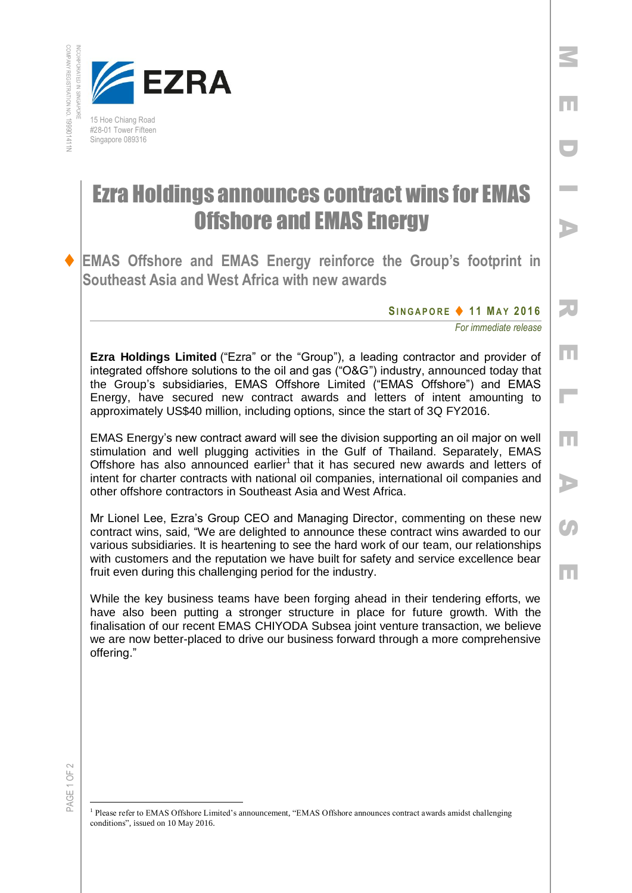EZRA

15 Hoe Chiang Road
#28-01 Tower Fifteen
Singapore 089316

INCORPORATED IN SINGAPORE
COMPANY REGISTRATION NO. 199901411N

MEDIA RELEASE

# Ezra Holdings announces contract wins for EMAS Offshore and EMAS Energy

## EMAS Offshore and EMAS Energy reinforce the Group's footprint in Southeast Asia and West Africa with new awards

**SINGAPORE ♦ 11 MAY 2016**

*For immediate release*

**Ezra Holdings Limited** ("Ezra" or the "Group"), a leading contractor and provider of integrated offshore solutions to the oil and gas ("O&G") industry, announced today that the Group's subsidiaries, EMAS Offshore Limited ("EMAS Offshore") and EMAS Energy, have secured new contract awards and letters of intent amounting to approximately US$40 million, including options, since the start of 3Q FY2016.

EMAS Energy's new contract award will see the division supporting an oil major on well stimulation and well plugging activities in the Gulf of Thailand. Separately, EMAS Offshore has also announced earlier[1] that it has secured new awards and letters of intent for charter contracts with national oil companies, international oil companies and other offshore contractors in Southeast Asia and West Africa.

Mr Lionel Lee, Ezra's Group CEO and Managing Director, commenting on these new contract wins, said, "We are delighted to announce these contract wins awarded to our various subsidiaries. It is heartening to see the hard work of our team, our relationships with customers and the reputation we have built for safety and service excellence bear fruit even during this challenging period for the industry.

While the key business teams have been forging ahead in their tendering efforts, we have also been putting a stronger structure in place for future growth. With the finalisation of our recent EMAS CHIYODA Subsea joint venture transaction, we believe we are now better-placed to drive our business forward through a more comprehensive offering."

---

[1] Please refer to EMAS Offshore Limited's announcement, "EMAS Offshore announces contract awards amidst challenging conditions", issued on 10 May 2016.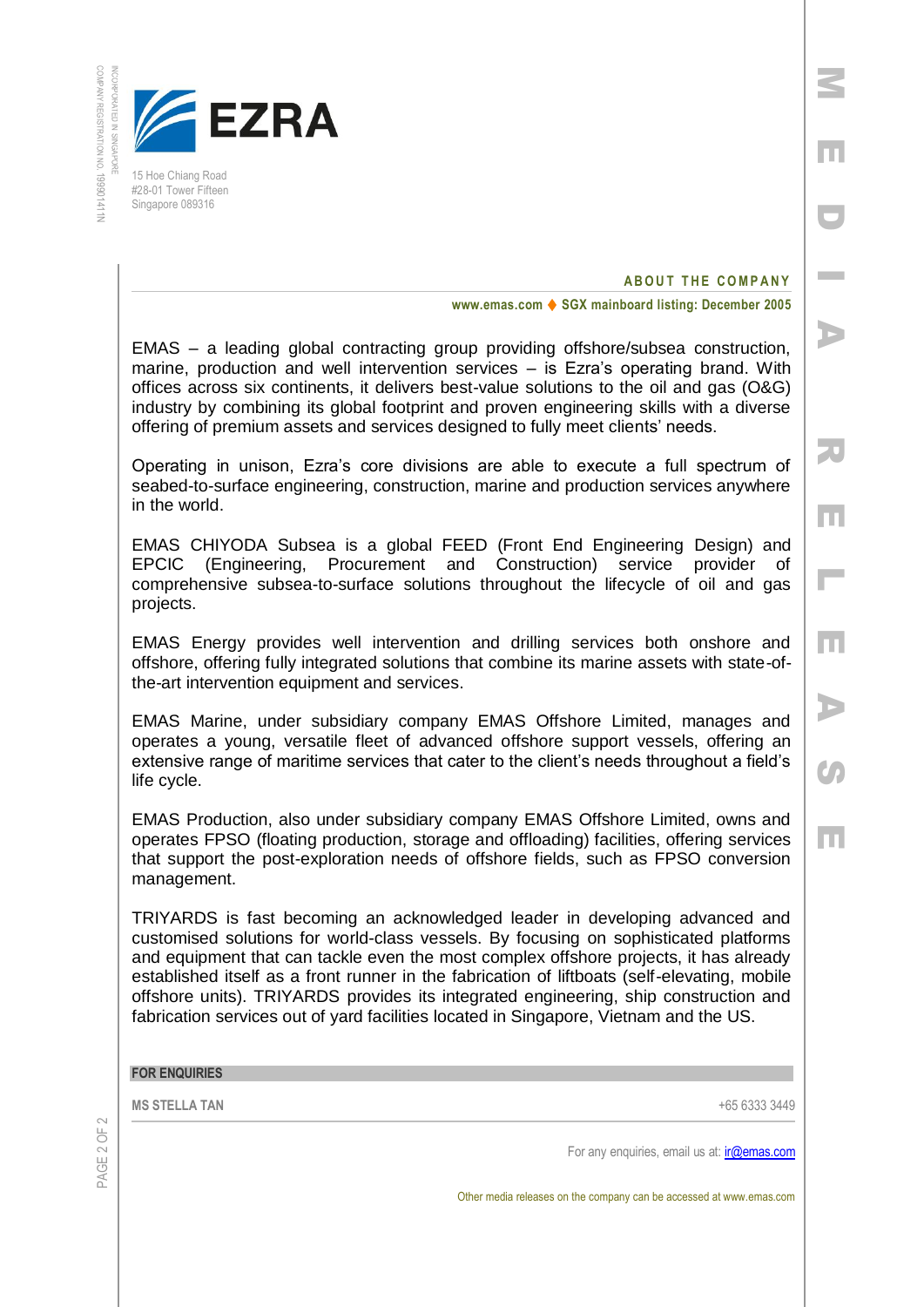EZRA

15 Hoe Chiang Road
#28-01 Tower Fifteen
Singapore 089316

INCORPORATED IN SINGAPORE
COMPANY REGISTRATION NO. 199901411N

## ABOUT THE COMPANY

**www.emas.com ♦ SGX mainboard listing: December 2005**

EMAS – a leading global contracting group providing offshore/subsea construction, marine, production and well intervention services – is Ezra's operating brand. With offices across six continents, it delivers best-value solutions to the oil and gas (O&G) industry by combining its global footprint and proven engineering skills with a diverse offering of premium assets and services designed to fully meet clients' needs.

Operating in unison, Ezra's core divisions are able to execute a full spectrum of seabed-to-surface engineering, construction, marine and production services anywhere in the world.

EMAS CHIYODA Subsea is a global FEED (Front End Engineering Design) and EPCIC (Engineering, Procurement and Construction) service provider of comprehensive subsea-to-surface solutions throughout the lifecycle of oil and gas projects.

EMAS Energy provides well intervention and drilling services both onshore and offshore, offering fully integrated solutions that combine its marine assets with state-of-the-art intervention equipment and services.

EMAS Marine, under subsidiary company EMAS Offshore Limited, manages and operates a young, versatile fleet of advanced offshore support vessels, offering an extensive range of maritime services that cater to the client's needs throughout a field's life cycle.

EMAS Production, also under subsidiary company EMAS Offshore Limited, owns and operates FPSO (floating production, storage and offloading) facilities, offering services that support the post-exploration needs of offshore fields, such as FPSO conversion management.

TRIYARDS is fast becoming an acknowledged leader in developing advanced and customised solutions for world-class vessels. By focusing on sophisticated platforms and equipment that can tackle even the most complex offshore projects, it has already established itself as a front runner in the fabrication of liftboats (self-elevating, mobile offshore units). TRIYARDS provides its integrated engineering, ship construction and fabrication services out of yard facilities located in Singapore, Vietnam and the US.

**FOR ENQUIRIES**

| | |
|---|---|
| **MS STELLA TAN** | +65 6333 3449 |

For any enquiries, email us at: ir@emas.com

Other media releases on the company can be accessed at www.emas.com